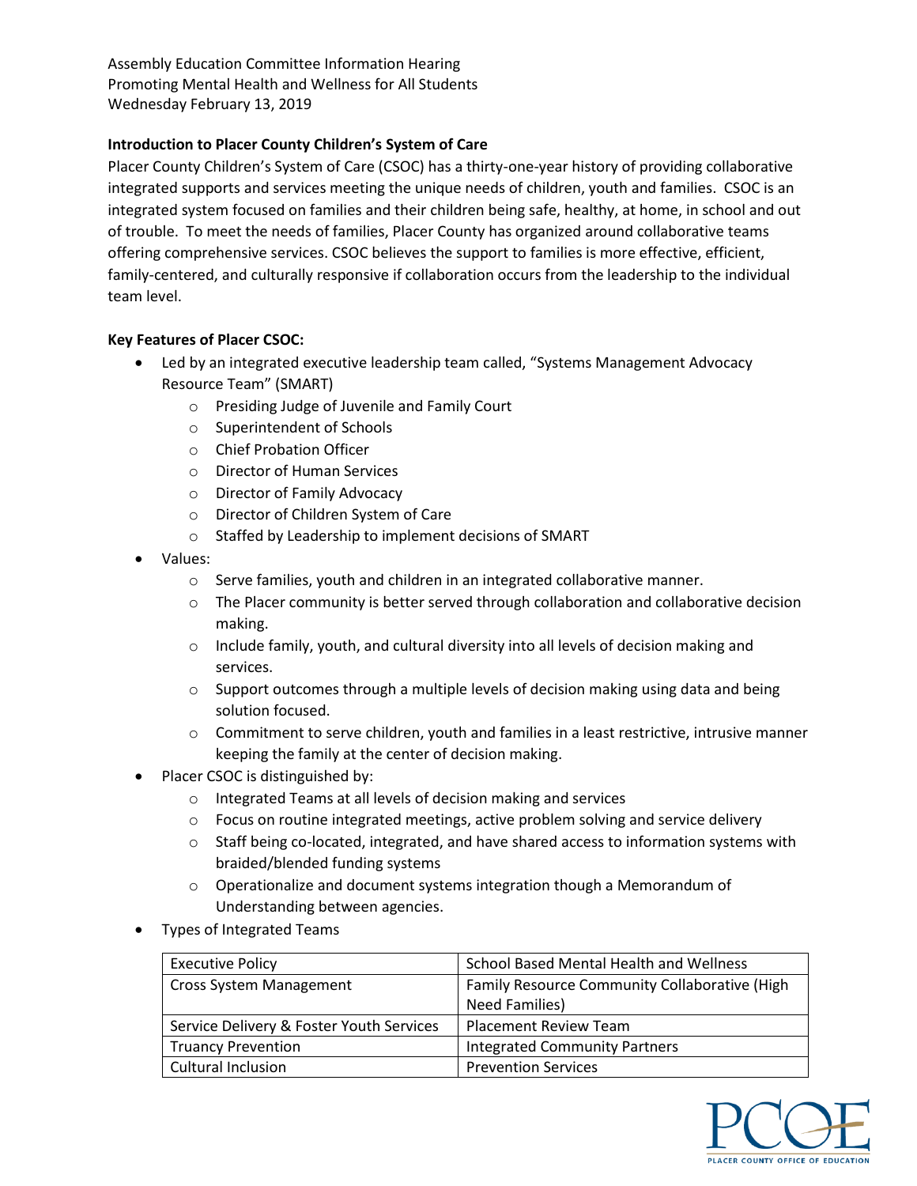Assembly Education Committee Information Hearing
Promoting Mental Health and Wellness for All Students
Wednesday February 13, 2019

**Introduction to Placer County Children's System of Care**

Placer County Children's System of Care (CSOC) has a thirty-one-year history of providing collaborative integrated supports and services meeting the unique needs of children, youth and families. CSOC is an integrated system focused on families and their children being safe, healthy, at home, in school and out of trouble. To meet the needs of families, Placer County has organized around collaborative teams offering comprehensive services. CSOC believes the support to families is more effective, efficient, family-centered, and culturally responsive if collaboration occurs from the leadership to the individual team level.

**Key Features of Placer CSOC:**

- Led by an integrated executive leadership team called, "Systems Management Advocacy Resource Team" (SMART)
  - Presiding Judge of Juvenile and Family Court
  - Superintendent of Schools
  - Chief Probation Officer
  - Director of Human Services
  - Director of Family Advocacy
  - Director of Children System of Care
  - Staffed by Leadership to implement decisions of SMART
- Values:
  - Serve families, youth and children in an integrated collaborative manner.
  - The Placer community is better served through collaboration and collaborative decision making.
  - Include family, youth, and cultural diversity into all levels of decision making and services.
  - Support outcomes through a multiple levels of decision making using data and being solution focused.
  - Commitment to serve children, youth and families in a least restrictive, intrusive manner keeping the family at the center of decision making.
- Placer CSOC is distinguished by:
  - Integrated Teams at all levels of decision making and services
  - Focus on routine integrated meetings, active problem solving and service delivery
  - Staff being co-located, integrated, and have shared access to information systems with braided/blended funding systems
  - Operationalize and document systems integration though a Memorandum of Understanding between agencies.
- Types of Integrated Teams

| | |
|---|---|
| Executive Policy | School Based Mental Health and Wellness |
| Cross System Management | Family Resource Community Collaborative (High Need Families) |
| Service Delivery & Foster Youth Services | Placement Review Team |
| Truancy Prevention | Integrated Community Partners |
| Cultural Inclusion | Prevention Services |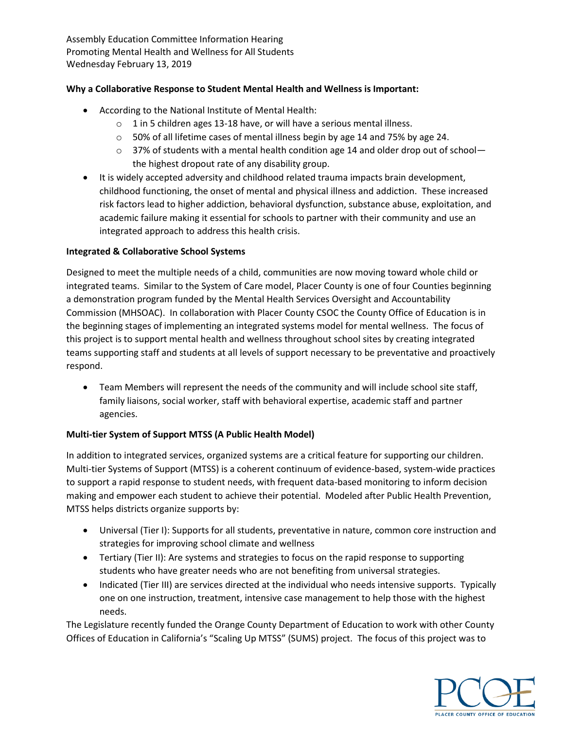Assembly Education Committee Information Hearing
Promoting Mental Health and Wellness for All Students
Wednesday February 13, 2019

**Why a Collaborative Response to Student Mental Health and Wellness is Important:**

- According to the National Institute of Mental Health:
  - 1 in 5 children ages 13-18 have, or will have a serious mental illness.
  - 50% of all lifetime cases of mental illness begin by age 14 and 75% by age 24.
  - 37% of students with a mental health condition age 14 and older drop out of school—the highest dropout rate of any disability group.
- It is widely accepted adversity and childhood related trauma impacts brain development, childhood functioning, the onset of mental and physical illness and addiction. These increased risk factors lead to higher addiction, behavioral dysfunction, substance abuse, exploitation, and academic failure making it essential for schools to partner with their community and use an integrated approach to address this health crisis.

**Integrated & Collaborative School Systems**

Designed to meet the multiple needs of a child, communities are now moving toward whole child or integrated teams. Similar to the System of Care model, Placer County is one of four Counties beginning a demonstration program funded by the Mental Health Services Oversight and Accountability Commission (MHSOAC). In collaboration with Placer County CSOC the County Office of Education is in the beginning stages of implementing an integrated systems model for mental wellness. The focus of this project is to support mental health and wellness throughout school sites by creating integrated teams supporting staff and students at all levels of support necessary to be preventative and proactively respond.

- Team Members will represent the needs of the community and will include school site staff, family liaisons, social worker, staff with behavioral expertise, academic staff and partner agencies.

**Multi-tier System of Support MTSS (A Public Health Model)**

In addition to integrated services, organized systems are a critical feature for supporting our children. Multi-tier Systems of Support (MTSS) is a coherent continuum of evidence-based, system-wide practices to support a rapid response to student needs, with frequent data-based monitoring to inform decision making and empower each student to achieve their potential. Modeled after Public Health Prevention, MTSS helps districts organize supports by:

- Universal (Tier I): Supports for all students, preventative in nature, common core instruction and strategies for improving school climate and wellness
- Tertiary (Tier II): Are systems and strategies to focus on the rapid response to supporting students who have greater needs who are not benefiting from universal strategies.
- Indicated (Tier III) are services directed at the individual who needs intensive supports. Typically one on one instruction, treatment, intensive case management to help those with the highest needs.

The Legislature recently funded the Orange County Department of Education to work with other County Offices of Education in California's "Scaling Up MTSS" (SUMS) project. The focus of this project was to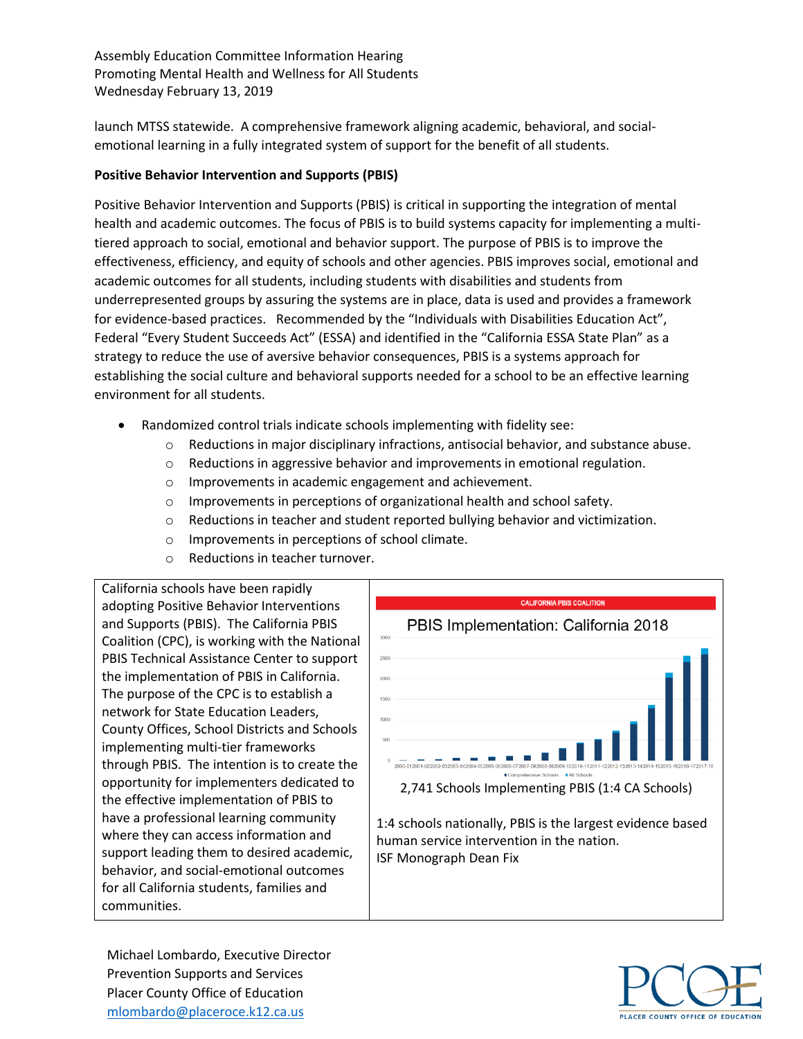launch MTSS statewide. A comprehensive framework aligning academic, behavioral, and social-emotional learning in a fully integrated system of support for the benefit of all students.

**Positive Behavior Intervention and Supports (PBIS)**

Positive Behavior Intervention and Supports (PBIS) is critical in supporting the integration of mental health and academic outcomes. The focus of PBIS is to build systems capacity for implementing a multi-tiered approach to social, emotional and behavior support. The purpose of PBIS is to improve the effectiveness, efficiency, and equity of schools and other agencies. PBIS improves social, emotional and academic outcomes for all students, including students with disabilities and students from underrepresented groups by assuring the systems are in place, data is used and provides a framework for evidence-based practices. Recommended by the "Individuals with Disabilities Education Act", Federal "Every Student Succeeds Act" (ESSA) and identified in the "California ESSA State Plan" as a strategy to reduce the use of aversive behavior consequences, PBIS is a systems approach for establishing the social culture and behavioral supports needed for a school to be an effective learning environment for all students.

- Randomized control trials indicate schools implementing with fidelity see:
  - Reductions in major disciplinary infractions, antisocial behavior, and substance abuse.
  - Reductions in aggressive behavior and improvements in emotional regulation.
  - Improvements in academic engagement and achievement.
  - Improvements in perceptions of organizational health and school safety.
  - Reductions in teacher and student reported bullying behavior and victimization.
  - Improvements in perceptions of school climate.
  - Reductions in teacher turnover.

California schools have been rapidly adopting Positive Behavior Interventions and Supports (PBIS). The California PBIS Coalition (CPC), is working with the National PBIS Technical Assistance Center to support the implementation of PBIS in California. The purpose of the CPC is to establish a network for State Education Leaders, County Offices, School Districts and Schools implementing multi-tier frameworks through PBIS. The intention is to create the opportunity for implementers dedicated to the effective implementation of PBIS to have a professional learning community where they can access information and support leading them to desired academic, behavior, and social-emotional outcomes for all California students, families and communities.

CALIFORNIA PBIS COALITION

PBIS Implementation: California 2018

0
500
1000
1500
2000
2500
3000

2000-01 2001-02 2002-03 2003-04 2004-05 2005-06 2006-07 2007-08 2008-09 2009-10 2010-11 2011-12 2012-13 2013-14 2014-15 2015-16 2016-17 2017-18

Comprehensive Schools   All Schools

2,741 Schools Implementing PBIS (1:4 CA Schools)

1:4 schools nationally, PBIS is the largest evidence based human service intervention in the nation.
ISF Monograph Dean Fix

Michael Lombardo, Executive Director
Prevention Supports and Services
Placer County Office of Education
mlombardo@placeroce.k12.ca.us

PCOE
PLACER COUNTY OFFICE OF EDUCATION